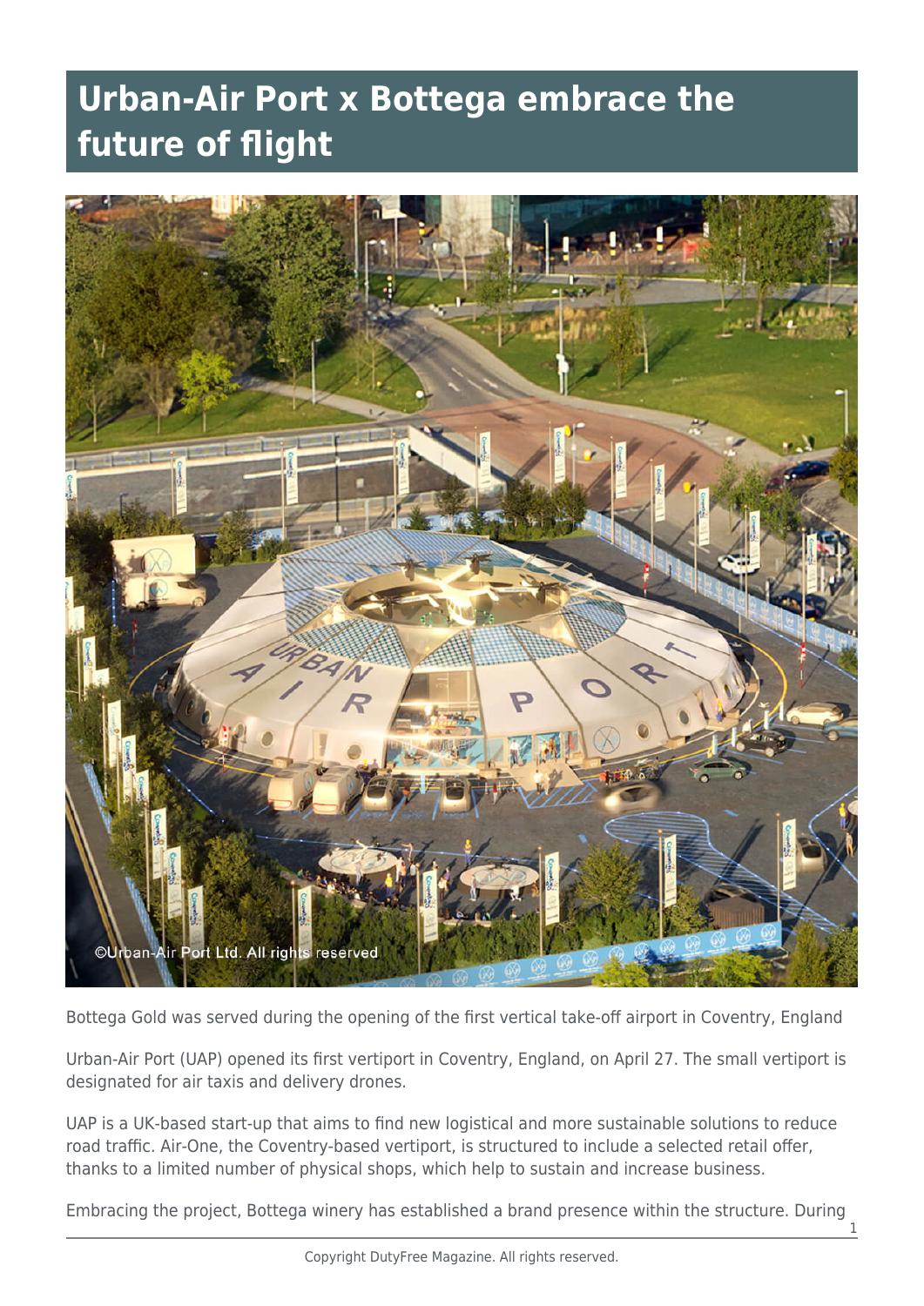# Urban-Air Port x Bottega embrace the future of flight

Bottega Gold was served during the opening of the first vertical take-off airport in Coventry, England

Urban-Air Port (UAP) opened its first vertiport in Coventry, England, on April 27. The small vertiport is designated for air taxis and delivery drones.

UAP is a UK-based start-up that aims to find new logistical and more sustainable solutions to reduce road traffic. Air-One, the Coventry-based vertiport, is structured to include a selected retail offer, thanks to a limited number of physical shops, which help to sustain and increase business.

Embracing the project, Bottega winery has established a brand presence within the structure. During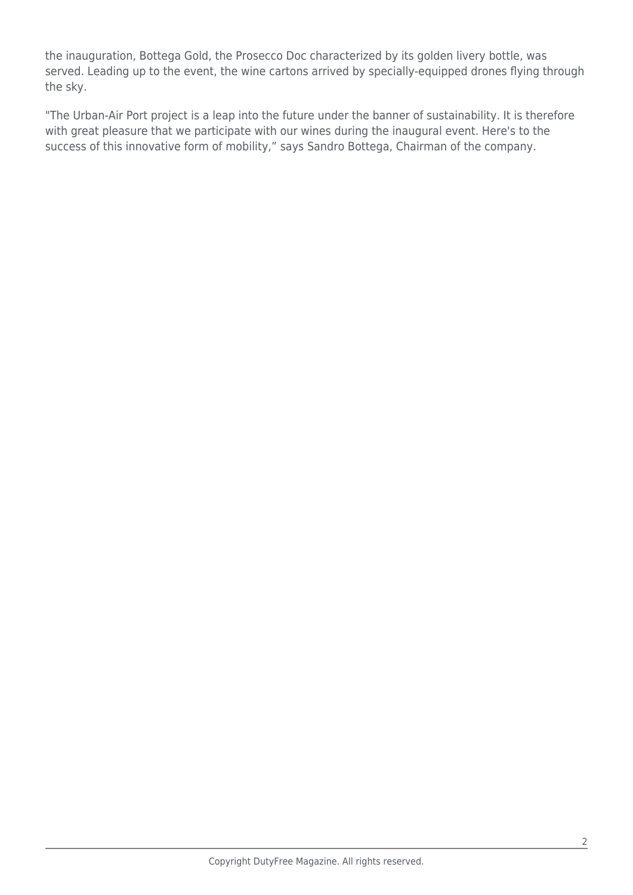the inauguration, Bottega Gold, the Prosecco Doc characterized by its golden livery bottle, was served. Leading up to the event, the wine cartons arrived by specially-equipped drones flying through the sky.

"The Urban-Air Port project is a leap into the future under the banner of sustainability. It is therefore with great pleasure that we participate with our wines during the inaugural event. Here's to the success of this innovative form of mobility," says Sandro Bottega, Chairman of the company.